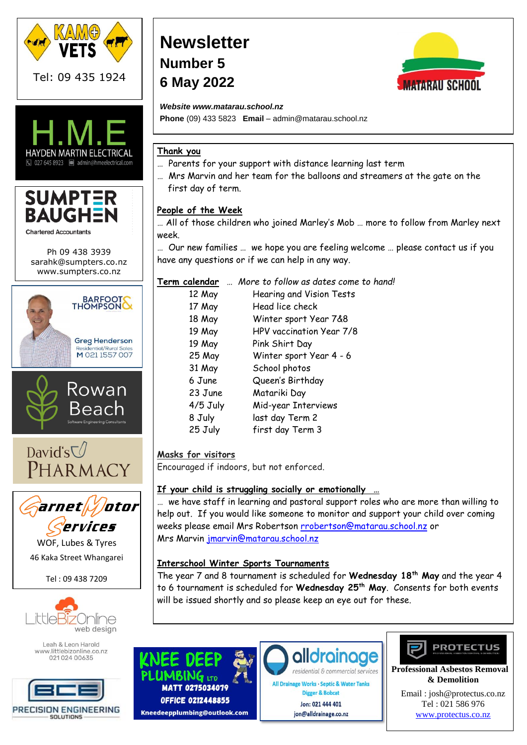# Newsletter

## Number 5

## 6 May 2022

MATARAU SCHOOL

***Website www.matarau.school.nz***

**Phone** (09) 433 5823 **Email** – admin@matarau.school.nz

**Thank you**

… Parents for your support with distance learning last term

… Mrs Marvin and her team for the balloons and streamers at the gate on the first day of term.

**People of the Week**

… All of those children who joined Marley's Mob … more to follow from Marley next week.

… Our new families … we hope you are feeling welcome … please contact us if you have any questions or if we can help in any way.

**Term calendar** … *More to follow as dates come to hand!*

| | |
|---|---|
| 12 May | Hearing and Vision Tests |
| 17 May | Head lice check |
| 18 May | Winter sport Year 7&8 |
| 19 May | HPV vaccination Year 7/8 |
| 19 May | Pink Shirt Day |
| 25 May | Winter sport Year 4 - 6 |
| 31 May | School photos |
| 6 June | Queen's Birthday |
| 23 June | Matariki Day |
| 4/5 July | Mid-year Interviews |
| 8 July | last day Term 2 |
| 25 July | first day Term 3 |

**Masks for visitors**

Encouraged if indoors, but not enforced.

**If your child is struggling socially or emotionally …**

… we have staff in learning and pastoral support roles who are more than willing to help out. If you would like someone to monitor and support your child over coming weeks please email Mrs Robertson rrobertson@matarau.school.nz or Mrs Marvin jmarvin@matarau.school.nz

**Interschool Winter Sports Tournaments**

The year 7 and 8 tournament is scheduled for **Wednesday 18th May** and the year 4 to 6 tournament is scheduled for **Wednesday 25th May**. Consents for both events will be issued shortly and so please keep an eye out for these.

---

KAMO VETS
Tel: 09 435 1924

H.M.E
HAYDEN MARTIN ELECTRICAL
027 645 8923 admin@hmeelectrical.com

SUMPTER BAUGHEN
Chartered Accountants
Ph 09 438 3939
sarahk@sumpters.co.nz
www.sumpters.co.nz

BARFOOT & THOMPSON
Greg Henderson
Residential/Rural Sales
M 021 1557 007

Rowan Beach
Software Engineering Consultants

David's PHARMACY

Garnet Motor Services
WOF, Lubes & Tyres
46 Kaka Street Whangarei
Tel : 09 438 7209

LittleBizOnline web design
Leah & Leon Harold
www.littlebizonline.co.nz
021 024 00635

BCE
PRECISION ENGINEERING SOLUTIONS

KNEE DEEP PLUMBING LTD
MATT 0275034079
OFFICE 0212448855
Kneedeepplumbing@outlook.com

alldrainage
residential & commercial services
All Drainage Works · Septic & Water Tanks
Digger & Bobcat
Jon: 021 444 401
jon@alldrainage.co.nz

PROTECTUS
Professional Asbestos Removal & Demolition
Email : josh@protectus.co.nz
Tel : 021 586 976
www.protectus.co.nz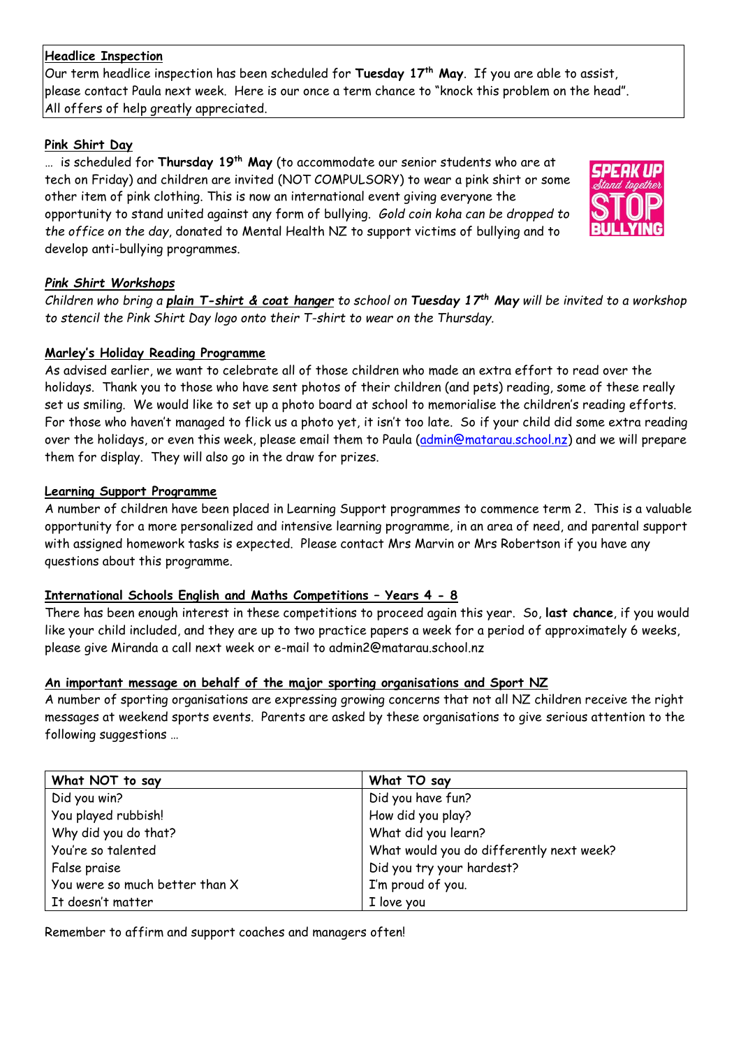**Headlice Inspection**

Our term headlice inspection has been scheduled for **Tuesday 17th May**. If you are able to assist, please contact Paula next week. Here is our once a term chance to "knock this problem on the head". All offers of help greatly appreciated.

**Pink Shirt Day**

… is scheduled for **Thursday 19th May** (to accommodate our senior students who are at tech on Friday) and children are invited (NOT COMPULSORY) to wear a pink shirt or some other item of pink clothing. This is now an international event giving everyone the opportunity to stand united against any form of bullying. *Gold coin koha can be dropped to the office on the day*, donated to Mental Health NZ to support victims of bullying and to develop anti-bullying programmes.

***Pink Shirt Workshops***

*Children who bring a **plain T-shirt & coat hanger** to school on **Tuesday 17th May** will be invited to a workshop to stencil the Pink Shirt Day logo onto their T-shirt to wear on the Thursday.*

**Marley's Holiday Reading Programme**

As advised earlier, we want to celebrate all of those children who made an extra effort to read over the holidays. Thank you to those who have sent photos of their children (and pets) reading, some of these really set us smiling. We would like to set up a photo board at school to memorialise the children's reading efforts. For those who haven't managed to flick us a photo yet, it isn't too late. So if your child did some extra reading over the holidays, or even this week, please email them to Paula (admin@matarau.school.nz) and we will prepare them for display. They will also go in the draw for prizes.

**Learning Support Programme**

A number of children have been placed in Learning Support programmes to commence term 2. This is a valuable opportunity for a more personalized and intensive learning programme, in an area of need, and parental support with assigned homework tasks is expected. Please contact Mrs Marvin or Mrs Robertson if you have any questions about this programme.

**International Schools English and Maths Competitions – Years 4 - 8**

There has been enough interest in these competitions to proceed again this year. So, **last chance**, if you would like your child included, and they are up to two practice papers a week for a period of approximately 6 weeks, please give Miranda a call next week or e-mail to admin2@matarau.school.nz

**An important message on behalf of the major sporting organisations and Sport NZ**

A number of sporting organisations are expressing growing concerns that not all NZ children receive the right messages at weekend sports events. Parents are asked by these organisations to give serious attention to the following suggestions …

| What NOT to say | What TO say |
|---|---|
| Did you win? | Did you have fun? |
| You played rubbish! | How did you play? |
| Why did you do that? | What did you learn? |
| You're so talented | What would you do differently next week? |
| False praise | Did you try your hardest? |
| You were so much better than X | I'm proud of you. |
| It doesn't matter | I love you |

Remember to affirm and support coaches and managers often!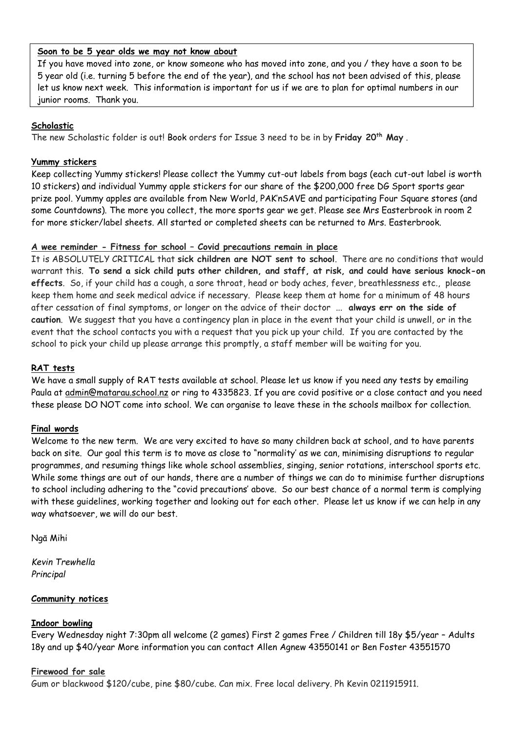**Soon to be 5 year olds we may not know about**

If you have moved into zone, or know someone who has moved into zone, and you / they have a soon to be 5 year old (i.e. turning 5 before the end of the year), and the school has not been advised of this, please let us know next week. This information is important for us if we are to plan for optimal numbers in our junior rooms. Thank you.

**Scholastic**

The new Scholastic folder is out! Book orders for Issue 3 need to be in by **Friday 20th May** .

**Yummy stickers**

Keep collecting Yummy stickers! Please collect the Yummy cut-out labels from bags (each cut-out label is worth 10 stickers) and individual Yummy apple stickers for our share of the $200,000 free DG Sport sports gear prize pool. Yummy apples are available from New World, PAK'nSAVE and participating Four Square stores (and some Countdowns). The more you collect, the more sports gear we get. Please see Mrs Easterbrook in room 2 for more sticker/label sheets. All started or completed sheets can be returned to Mrs. Easterbrook.

**A wee reminder - Fitness for school – Covid precautions remain in place**

It is ABSOLUTELY CRITICAL that **sick children are NOT sent to school**. There are no conditions that would warrant this. **To send a sick child puts other children, and staff, at risk, and could have serious knock-on effects**. So, if your child has a cough, a sore throat, head or body aches, fever, breathlessness etc., please keep them home and seek medical advice if necessary. Please keep them at home for a minimum of 48 hours after cessation of final symptoms, or longer on the advice of their doctor ... **always err on the side of caution**. We suggest that you have a contingency plan in place in the event that your child is unwell, or in the event that the school contacts you with a request that you pick up your child. If you are contacted by the school to pick your child up please arrange this promptly, a staff member will be waiting for you.

**RAT tests**

We have a small supply of RAT tests available at school. Please let us know if you need any tests by emailing Paula at admin@matarau.school.nz or ring to 4335823. If you are covid positive or a close contact and you need these please DO NOT come into school. We can organise to leave these in the schools mailbox for collection.

**Final words**

Welcome to the new term. We are very excited to have so many children back at school, and to have parents back on site. Our goal this term is to move as close to "normality' as we can, minimising disruptions to regular programmes, and resuming things like whole school assemblies, singing, senior rotations, interschool sports etc. While some things are out of our hands, there are a number of things we can do to minimise further disruptions to school including adhering to the "covid precautions' above. So our best chance of a normal term is complying with these guidelines, working together and looking out for each other. Please let us know if we can help in any way whatsoever, we will do our best.

Ngā Mihi

*Kevin Trewhella*
*Principal*

**Community notices**

**Indoor bowling**

Every Wednesday night 7:30pm all welcome (2 games) First 2 games Free / Children till 18y $5/year – Adults 18y and up $40/year More information you can contact Allen Agnew 43550141 or Ben Foster 43551570

**Firewood for sale**

Gum or blackwood $120/cube, pine $80/cube. Can mix. Free local delivery. Ph Kevin 0211915911.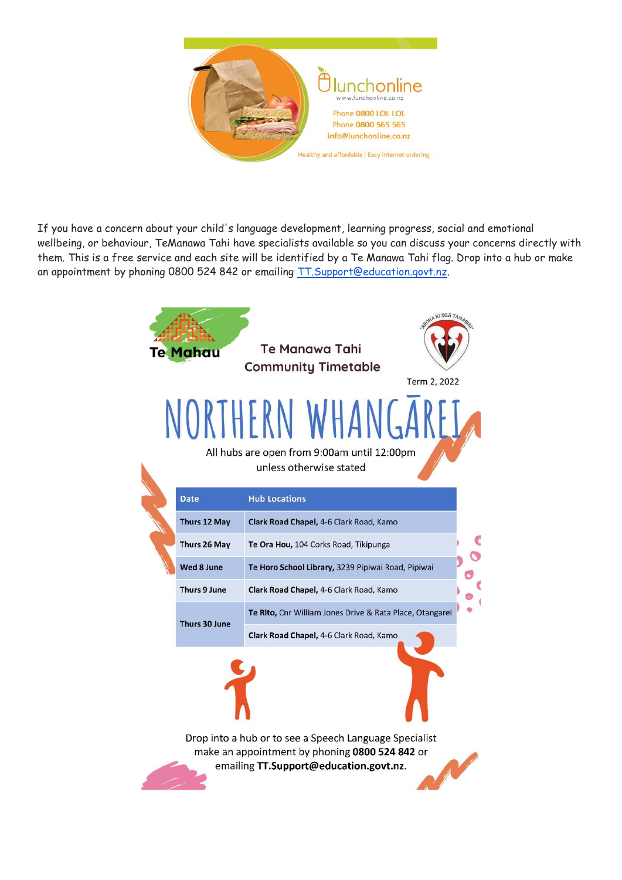lunchonline

www.lunchonline.co.nz

Phone 0800 LOL LOL

Phone 0800 565 565

info@lunchonline.co.nz

Healthy and affordable | Easy internet ordering

If you have a concern about your child's language development, learning progress, social and emotional wellbeing, or behaviour, TeManawa Tahi have specialists available so you can discuss your concerns directly with them. This is a free service and each site will be identified by a Te Manawa Tahi flag. Drop into a hub or make an appointment by phoning 0800 524 842 or emailing TT.Support@education.govt.nz.

Te Mahau

Te Manawa Tahi
Community Timetable

AROHA KI NGĀ TAMARIKI

Term 2, 2022

# NORTHERN WHANGĀREI

All hubs are open from 9:00am until 12:00pm
unless otherwise stated

| Date | Hub Locations |
|---|---|
| Thurs 12 May | **Clark Road Chapel,** 4-6 Clark Road, Kamo |
| Thurs 26 May | **Te Ora Hou,** 104 Corks Road, Tikipunga |
| Wed 8 June | **Te Horo School Library,** 3239 Pipiwai Road, Pipiwai |
| Thurs 9 June | **Clark Road Chapel,** 4-6 Clark Road, Kamo |
| Thurs 30 June | **Te Rito,** Cnr William Jones Drive & Rata Place, Otangarei |
| | **Clark Road Chapel,** 4-6 Clark Road, Kamo |

Drop into a hub or to see a Speech Language Specialist make an appointment by phoning **0800 524 842** or emailing **TT.Support@education.govt.nz**.